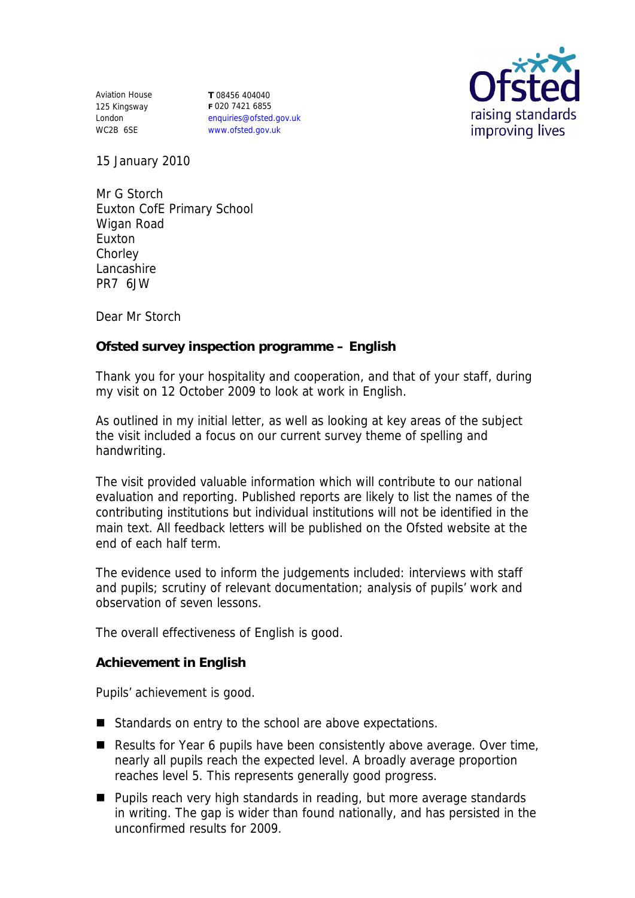Aviation House
125 Kingsway
London
WC2B 6SE

**T** 08456 404040
**F** 020 7421 6855
enquiries@ofsted.gov.uk
www.ofsted.gov.uk

15 January 2010

Mr G Storch
Euxton CofE Primary School
Wigan Road
Euxton
Chorley
Lancashire
PR7 6JW

Dear Mr Storch

**Ofsted survey inspection programme – English**

Thank you for your hospitality and cooperation, and that of your staff, during my visit on 12 October 2009 to look at work in English.

As outlined in my initial letter, as well as looking at key areas of the subject the visit included a focus on our current survey theme of spelling and handwriting.

The visit provided valuable information which will contribute to our national evaluation and reporting. Published reports are likely to list the names of the contributing institutions but individual institutions will not be identified in the main text. All feedback letters will be published on the Ofsted website at the end of each half term.

The evidence used to inform the judgements included: interviews with staff and pupils; scrutiny of relevant documentation; analysis of pupils' work and observation of seven lessons.

The overall effectiveness of English is good.

**Achievement in English**

Pupils' achievement is good.

- Standards on entry to the school are above expectations.
- Results for Year 6 pupils have been consistently above average. Over time, nearly all pupils reach the expected level. A broadly average proportion reaches level 5. This represents generally good progress.
- Pupils reach very high standards in reading, but more average standards in writing. The gap is wider than found nationally, and has persisted in the unconfirmed results for 2009.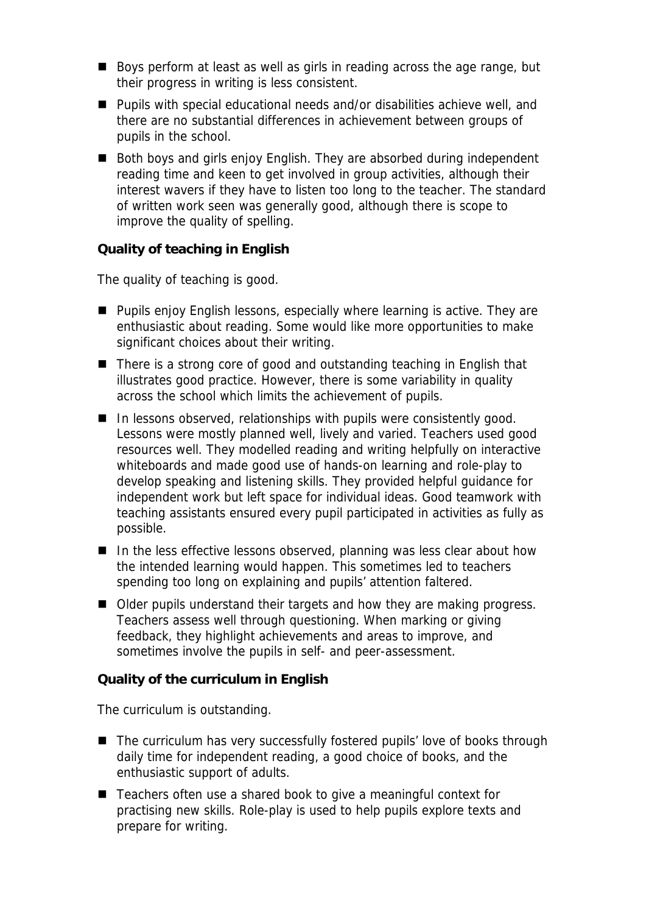- Boys perform at least as well as girls in reading across the age range, but their progress in writing is less consistent.
- Pupils with special educational needs and/or disabilities achieve well, and there are no substantial differences in achievement between groups of pupils in the school.
- Both boys and girls enjoy English. They are absorbed during independent reading time and keen to get involved in group activities, although their interest wavers if they have to listen too long to the teacher. The standard of written work seen was generally good, although there is scope to improve the quality of spelling.

**Quality of teaching in English**

The quality of teaching is good.

- Pupils enjoy English lessons, especially where learning is active. They are enthusiastic about reading. Some would like more opportunities to make significant choices about their writing.
- There is a strong core of good and outstanding teaching in English that illustrates good practice. However, there is some variability in quality across the school which limits the achievement of pupils.
- In lessons observed, relationships with pupils were consistently good. Lessons were mostly planned well, lively and varied. Teachers used good resources well. They modelled reading and writing helpfully on interactive whiteboards and made good use of hands-on learning and role-play to develop speaking and listening skills. They provided helpful guidance for independent work but left space for individual ideas. Good teamwork with teaching assistants ensured every pupil participated in activities as fully as possible.
- In the less effective lessons observed, planning was less clear about how the intended learning would happen. This sometimes led to teachers spending too long on explaining and pupils' attention faltered.
- Older pupils understand their targets and how they are making progress. Teachers assess well through questioning. When marking or giving feedback, they highlight achievements and areas to improve, and sometimes involve the pupils in self- and peer-assessment.

**Quality of the curriculum in English**

The curriculum is outstanding.

- The curriculum has very successfully fostered pupils' love of books through daily time for independent reading, a good choice of books, and the enthusiastic support of adults.
- Teachers often use a shared book to give a meaningful context for practising new skills. Role-play is used to help pupils explore texts and prepare for writing.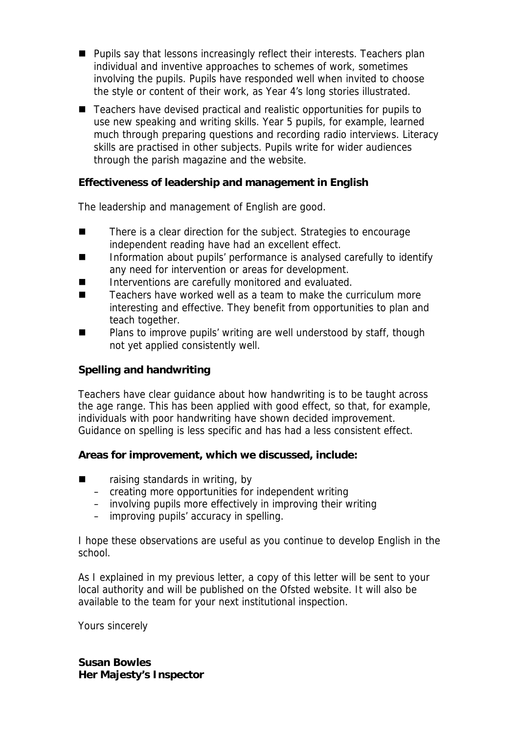- Pupils say that lessons increasingly reflect their interests. Teachers plan individual and inventive approaches to schemes of work, sometimes involving the pupils. Pupils have responded well when invited to choose the style or content of their work, as Year 4's long stories illustrated.
- Teachers have devised practical and realistic opportunities for pupils to use new speaking and writing skills. Year 5 pupils, for example, learned much through preparing questions and recording radio interviews. Literacy skills are practised in other subjects. Pupils write for wider audiences through the parish magazine and the website.

**Effectiveness of leadership and management in English**

The leadership and management of English are good.

- There is a clear direction for the subject. Strategies to encourage independent reading have had an excellent effect.
- Information about pupils' performance is analysed carefully to identify any need for intervention or areas for development.
- Interventions are carefully monitored and evaluated.
- Teachers have worked well as a team to make the curriculum more interesting and effective. They benefit from opportunities to plan and teach together.
- Plans to improve pupils' writing are well understood by staff, though not yet applied consistently well.

**Spelling and handwriting**

Teachers have clear guidance about how handwriting is to be taught across the age range. This has been applied with good effect, so that, for example, individuals with poor handwriting have shown decided improvement. Guidance on spelling is less specific and has had a less consistent effect.

**Areas for improvement, which we discussed, include:**

- raising standards in writing, by
  - creating more opportunities for independent writing
  - involving pupils more effectively in improving their writing
  - improving pupils' accuracy in spelling.

I hope these observations are useful as you continue to develop English in the school.

As I explained in my previous letter, a copy of this letter will be sent to your local authority and will be published on the Ofsted website. It will also be available to the team for your next institutional inspection.

Yours sincerely

**Susan Bowles**
**Her Majesty's Inspector**